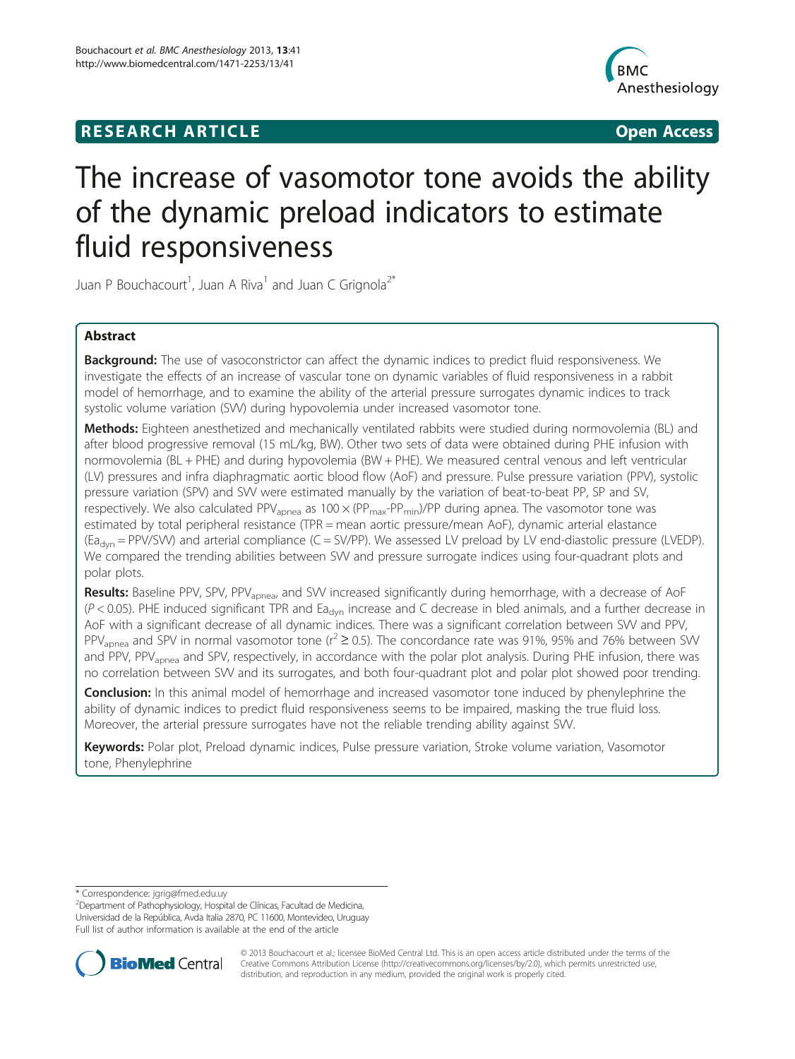RESEARCH ARTICLE — Open Access

# The increase of vasomotor tone avoids the ability of the dynamic preload indicators to estimate fluid responsiveness

Juan P Bouchacourt[1], Juan A Riva[1] and Juan C Grignola[2*]

## Abstract

**Background:** The use of vasoconstrictor can affect the dynamic indices to predict fluid responsiveness. We investigate the effects of an increase of vascular tone on dynamic variables of fluid responsiveness in a rabbit model of hemorrhage, and to examine the ability of the arterial pressure surrogates dynamic indices to track systolic volume variation (SVV) during hypovolemia under increased vasomotor tone.

**Methods:** Eighteen anesthetized and mechanically ventilated rabbits were studied during normovolemia (BL) and after blood progressive removal (15 mL/kg, BW). Other two sets of data were obtained during PHE infusion with normovolemia (BL + PHE) and during hypovolemia (BW + PHE). We measured central venous and left ventricular (LV) pressures and infra diaphragmatic aortic blood flow (AoF) and pressure. Pulse pressure variation (PPV), systolic pressure variation (SPV) and SVV were estimated manually by the variation of beat-to-beat PP, SP and SV, respectively. We also calculated $PPV_{apnea}$ as $100 \times (PP_{max}-PP_{min})/PP$ during apnea. The vasomotor tone was estimated by total peripheral resistance (TPR = mean aortic pressure/mean AoF), dynamic arterial elastance ($Ea_{dyn}$ = PPV/SVV) and arterial compliance (C = SV/PP). We assessed LV preload by LV end-diastolic pressure (LVEDP). We compared the trending abilities between SVV and pressure surrogate indices using four-quadrant plots and polar plots.

**Results:** Baseline PPV, SPV, $PPV_{apnea}$, and SVV increased significantly during hemorrhage, with a decrease of AoF ($P < 0.05$). PHE induced significant TPR and $Ea_{dyn}$ increase and C decrease in bled animals, and a further decrease in AoF with a significant decrease of all dynamic indices. There was a significant correlation between SVV and PPV, $PPV_{apnea}$ and SPV in normal vasomotor tone ($r^2 \geq 0.5$). The concordance rate was 91%, 95% and 76% between SVV and PPV, $PPV_{apnea}$ and SPV, respectively, in accordance with the polar plot analysis. During PHE infusion, there was no correlation between SVV and its surrogates, and both four-quadrant plot and polar plot showed poor trending.

**Conclusion:** In this animal model of hemorrhage and increased vasomotor tone induced by phenylephrine the ability of dynamic indices to predict fluid responsiveness seems to be impaired, masking the true fluid loss. Moreover, the arterial pressure surrogates have not the reliable trending ability against SVV.

**Keywords:** Polar plot, Preload dynamic indices, Pulse pressure variation, Stroke volume variation, Vasomotor tone, Phenylephrine

\* Correspondence: jgrig@fmed.edu.uy
[2]Department of Pathophysiology, Hospital de Clínicas, Facultad de Medicina, Universidad de la República, Avda Italia 2870, PC 11600, Montevideo, Uruguay
Full list of author information is available at the end of the article

© 2013 Bouchacourt et al.; licensee BioMed Central Ltd. This is an open access article distributed under the terms of the Creative Commons Attribution License (http://creativecommons.org/licenses/by/2.0), which permits unrestricted use, distribution, and reproduction in any medium, provided the original work is properly cited.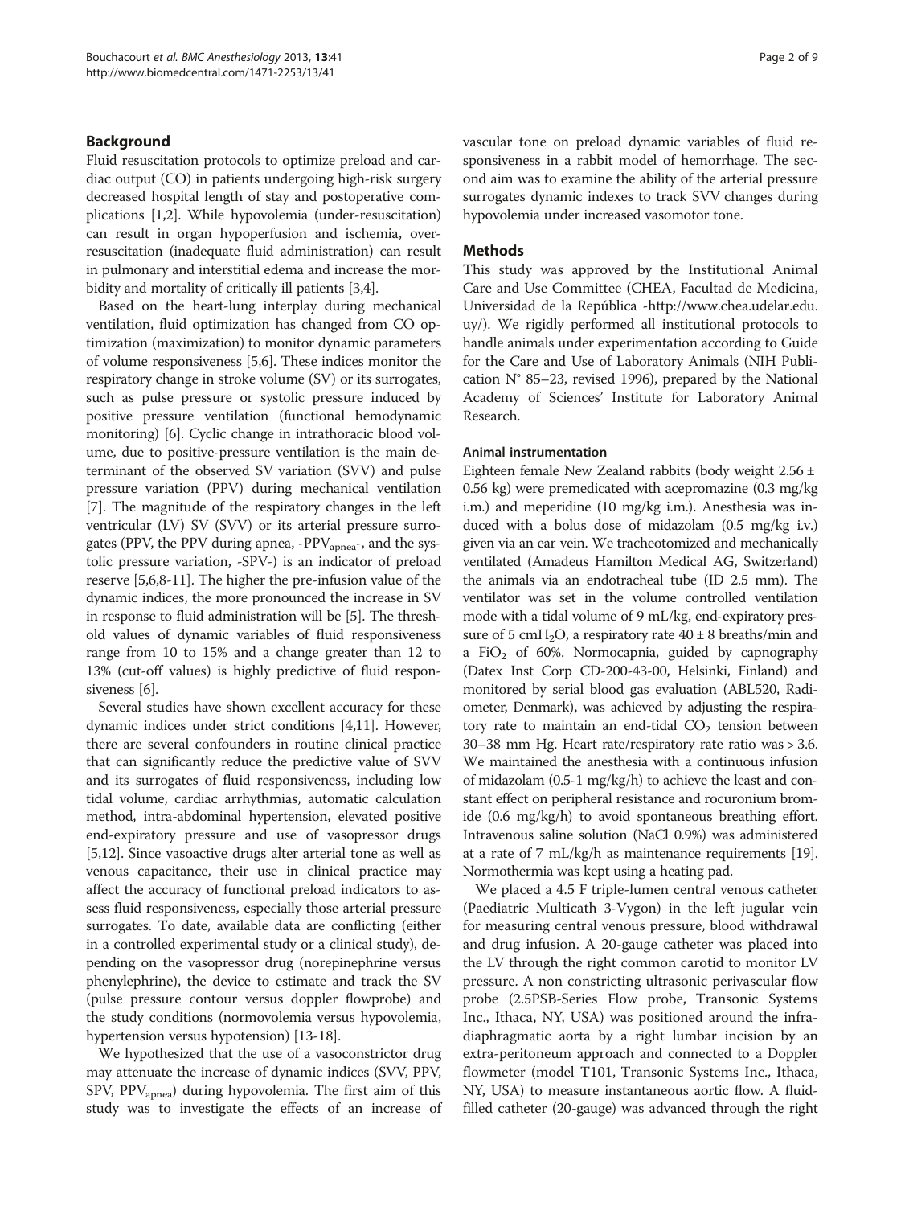## Background

Fluid resuscitation protocols to optimize preload and cardiac output (CO) in patients undergoing high-risk surgery decreased hospital length of stay and postoperative complications [1,2]. While hypovolemia (under-resuscitation) can result in organ hypoperfusion and ischemia, over-resuscitation (inadequate fluid administration) can result in pulmonary and interstitial edema and increase the morbidity and mortality of critically ill patients [3,4].

Based on the heart-lung interplay during mechanical ventilation, fluid optimization has changed from CO optimization (maximization) to monitor dynamic parameters of volume responsiveness [5,6]. These indices monitor the respiratory change in stroke volume (SV) or its surrogates, such as pulse pressure or systolic pressure induced by positive pressure ventilation (functional hemodynamic monitoring) [6]. Cyclic change in intrathoracic blood volume, due to positive-pressure ventilation is the main determinant of the observed SV variation (SVV) and pulse pressure variation (PPV) during mechanical ventilation [7]. The magnitude of the respiratory changes in the left ventricular (LV) SV (SVV) or its arterial pressure surrogates (PPV, the PPV during apnea, -$PPV_{apnea}$-, and the systolic pressure variation, -SPV-) is an indicator of preload reserve [5,6,8-11]. The higher the pre-infusion value of the dynamic indices, the more pronounced the increase in SV in response to fluid administration will be [5]. The threshold values of dynamic variables of fluid responsiveness range from 10 to 15% and a change greater than 12 to 13% (cut-off values) is highly predictive of fluid responsiveness [6].

Several studies have shown excellent accuracy for these dynamic indices under strict conditions [4,11]. However, there are several confounders in routine clinical practice that can significantly reduce the predictive value of SVV and its surrogates of fluid responsiveness, including low tidal volume, cardiac arrhythmias, automatic calculation method, intra-abdominal hypertension, elevated positive end-expiratory pressure and use of vasopressor drugs [5,12]. Since vasoactive drugs alter arterial tone as well as venous capacitance, their use in clinical practice may affect the accuracy of functional preload indicators to assess fluid responsiveness, especially those arterial pressure surrogates. To date, available data are conflicting (either in a controlled experimental study or a clinical study), depending on the vasopressor drug (norepinephrine versus phenylephrine), the device to estimate and track the SV (pulse pressure contour versus doppler flowprobe) and the study conditions (normovolemia versus hypovolemia, hypertension versus hypotension) [13-18].

We hypothesized that the use of a vasoconstrictor drug may attenuate the increase of dynamic indices (SVV, PPV, SPV, $PPV_{apnea}$) during hypovolemia. The first aim of this study was to investigate the effects of an increase of vascular tone on preload dynamic variables of fluid responsiveness in a rabbit model of hemorrhage. The second aim was to examine the ability of the arterial pressure surrogates dynamic indexes to track SVV changes during hypovolemia under increased vasomotor tone.

## Methods

This study was approved by the Institutional Animal Care and Use Committee (CHEA, Facultad de Medicina, Universidad de la República -http://www.chea.udelar.edu.uy/). We rigidly performed all institutional protocols to handle animals under experimentation according to Guide for the Care and Use of Laboratory Animals (NIH Publication N° 85–23, revised 1996), prepared by the National Academy of Sciences' Institute for Laboratory Animal Research.

### Animal instrumentation

Eighteen female New Zealand rabbits (body weight 2.56 ± 0.56 kg) were premedicated with acepromazine (0.3 mg/kg i.m.) and meperidine (10 mg/kg i.m.). Anesthesia was induced with a bolus dose of midazolam (0.5 mg/kg i.v.) given via an ear vein. We tracheotomized and mechanically ventilated (Amadeus Hamilton Medical AG, Switzerland) the animals via an endotracheal tube (ID 2.5 mm). The ventilator was set in the volume controlled ventilation mode with a tidal volume of 9 mL/kg, end-expiratory pressure of 5 $cmH_2O$, a respiratory rate 40 ± 8 breaths/min and a $FiO_2$ of 60%. Normocapnia, guided by capnography (Datex Inst Corp CD-200-43-00, Helsinki, Finland) and monitored by serial blood gas evaluation (ABL520, Radiometer, Denmark), was achieved by adjusting the respiratory rate to maintain an end-tidal $CO_2$ tension between 30–38 mm Hg. Heart rate/respiratory rate ratio was > 3.6. We maintained the anesthesia with a continuous infusion of midazolam (0.5-1 mg/kg/h) to achieve the least and constant effect on peripheral resistance and rocuronium bromide (0.6 mg/kg/h) to avoid spontaneous breathing effort. Intravenous saline solution (NaCl 0.9%) was administered at a rate of 7 mL/kg/h as maintenance requirements [19]. Normothermia was kept using a heating pad.

We placed a 4.5 F triple-lumen central venous catheter (Paediatric Multicath 3-Vygon) in the left jugular vein for measuring central venous pressure, blood withdrawal and drug infusion. A 20-gauge catheter was placed into the LV through the right common carotid to monitor LV pressure. A non constricting ultrasonic perivascular flow probe (2.5PSB-Series Flow probe, Transonic Systems Inc., Ithaca, NY, USA) was positioned around the infradiaphragmatic aorta by a right lumbar incision by an extra-peritoneum approach and connected to a Doppler flowmeter (model T101, Transonic Systems Inc., Ithaca, NY, USA) to measure instantaneous aortic flow. A fluid-filled catheter (20-gauge) was advanced through the right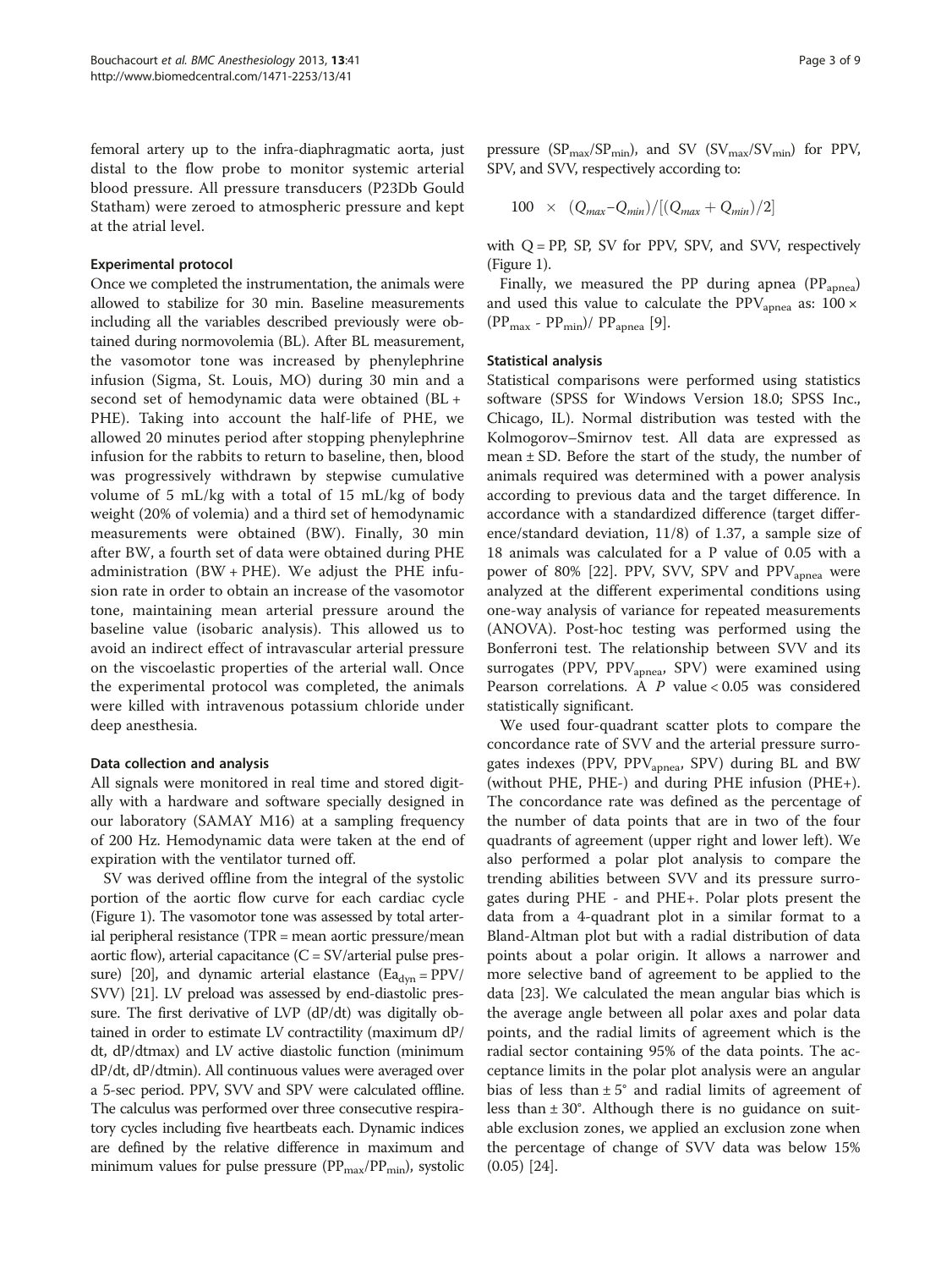femoral artery up to the infra-diaphragmatic aorta, just distal to the flow probe to monitor systemic arterial blood pressure. All pressure transducers (P23Db Gould Statham) were zeroed to atmospheric pressure and kept at the atrial level.

### Experimental protocol

Once we completed the instrumentation, the animals were allowed to stabilize for 30 min. Baseline measurements including all the variables described previously were obtained during normovolemia (BL). After BL measurement, the vasomotor tone was increased by phenylephrine infusion (Sigma, St. Louis, MO) during 30 min and a second set of hemodynamic data were obtained (BL + PHE). Taking into account the half-life of PHE, we allowed 20 minutes period after stopping phenylephrine infusion for the rabbits to return to baseline, then, blood was progressively withdrawn by stepwise cumulative volume of 5 mL/kg with a total of 15 mL/kg of body weight (20% of volemia) and a third set of hemodynamic measurements were obtained (BW). Finally, 30 min after BW, a fourth set of data were obtained during PHE administration (BW + PHE). We adjust the PHE infusion rate in order to obtain an increase of the vasomotor tone, maintaining mean arterial pressure around the baseline value (isobaric analysis). This allowed us to avoid an indirect effect of intravascular arterial pressure on the viscoelastic properties of the arterial wall. Once the experimental protocol was completed, the animals were killed with intravenous potassium chloride under deep anesthesia.

### Data collection and analysis

All signals were monitored in real time and stored digitally with a hardware and software specially designed in our laboratory (SAMAY M16) at a sampling frequency of 200 Hz. Hemodynamic data were taken at the end of expiration with the ventilator turned off.

SV was derived offline from the integral of the systolic portion of the aortic flow curve for each cardiac cycle (Figure 1). The vasomotor tone was assessed by total arterial peripheral resistance (TPR = mean aortic pressure/mean aortic flow), arterial capacitance (C = SV/arterial pulse pressure) [20], and dynamic arterial elastance ($Ea_{dyn}$ = PPV/SVV) [21]. LV preload was assessed by end-diastolic pressure. The first derivative of LVP (dP/dt) was digitally obtained in order to estimate LV contractility (maximum dP/dt, dP/dtmax) and LV active diastolic function (minimum dP/dt, dP/dtmin). All continuous values were averaged over a 5-sec period. PPV, SVV and SPV were calculated offline. The calculus was performed over three consecutive respiratory cycles including five heartbeats each. Dynamic indices are defined by the relative difference in maximum and minimum values for pulse pressure ($PP_{max}/PP_{min}$), systolic pressure ($SP_{max}/SP_{min}$), and SV ($SV_{max}/SV_{min}$) for PPV, SPV, and SVV, respectively according to:

$$100 \times (Q_{max} - Q_{min})/[(Q_{max} + Q_{min})/2]$$

with Q = PP, SP, SV for PPV, SPV, and SVV, respectively (Figure 1).

Finally, we measured the PP during apnea ($PP_{apnea}$) and used this value to calculate the $PPV_{apnea}$ as: $100 \times (PP_{max} - PP_{min})/PP_{apnea}$ [9].

### Statistical analysis

Statistical comparisons were performed using statistics software (SPSS for Windows Version 18.0; SPSS Inc., Chicago, IL). Normal distribution was tested with the Kolmogorov–Smirnov test. All data are expressed as mean ± SD. Before the start of the study, the number of animals required was determined with a power analysis according to previous data and the target difference. In accordance with a standardized difference (target difference/standard deviation, 11/8) of 1.37, a sample size of 18 animals was calculated for a P value of 0.05 with a power of 80% [22]. PPV, SVV, SPV and $PPV_{apnea}$ were analyzed at the different experimental conditions using one-way analysis of variance for repeated measurements (ANOVA). Post-hoc testing was performed using the Bonferroni test. The relationship between SVV and its surrogates (PPV, $PPV_{apnea}$, SPV) were examined using Pearson correlations. A $P$ value < 0.05 was considered statistically significant.

We used four-quadrant scatter plots to compare the concordance rate of SVV and the arterial pressure surrogates indexes (PPV, $PPV_{apnea}$, SPV) during BL and BW (without PHE, PHE-) and during PHE infusion (PHE+). The concordance rate was defined as the percentage of the number of data points that are in two of the four quadrants of agreement (upper right and lower left). We also performed a polar plot analysis to compare the trending abilities between SVV and its pressure surrogates during PHE - and PHE+. Polar plots present the data from a 4-quadrant plot in a similar format to a Bland-Altman plot but with a radial distribution of data points about a polar origin. It allows a narrower and more selective band of agreement to be applied to the data [23]. We calculated the mean angular bias which is the average angle between all polar axes and polar data points, and the radial limits of agreement which is the radial sector containing 95% of the data points. The acceptance limits in the polar plot analysis were an angular bias of less than ± 5° and radial limits of agreement of less than ± 30°. Although there is no guidance on suitable exclusion zones, we applied an exclusion zone when the percentage of change of SVV data was below 15% (0.05) [24].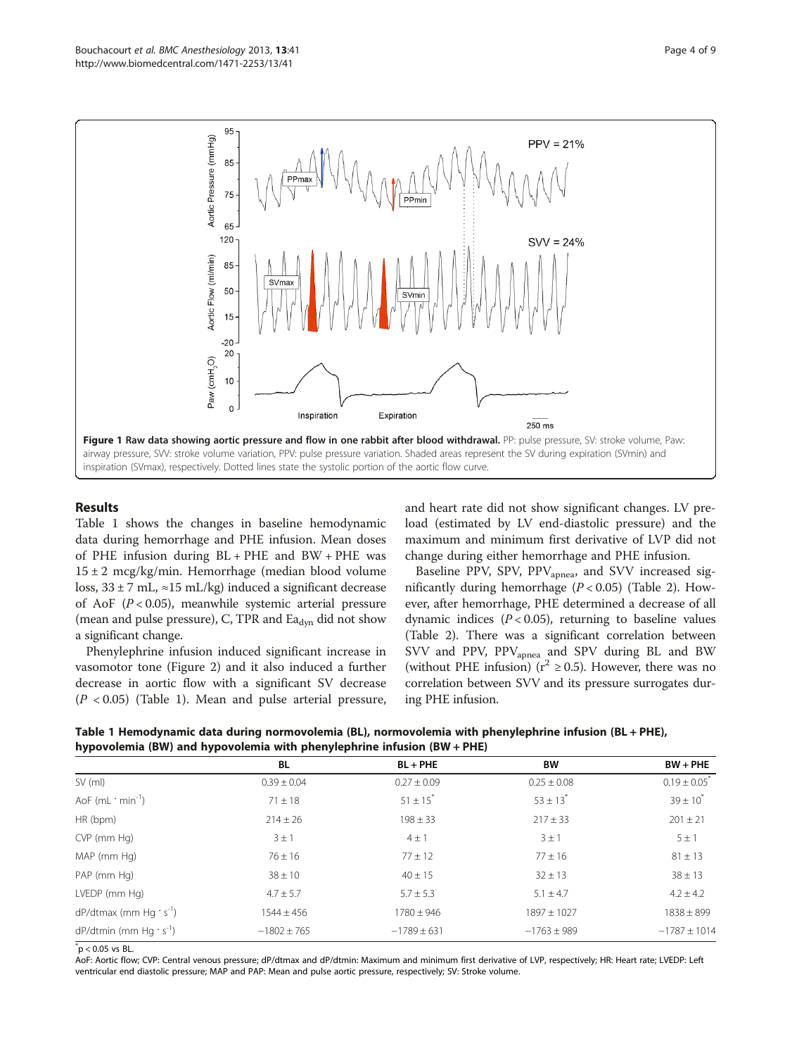Figure 1 Raw data showing aortic pressure and flow in one rabbit after blood withdrawal. PP: pulse pressure, SV: stroke volume, Paw: airway pressure, SVV: stroke volume variation, PPV: pulse pressure variation. Shaded areas represent the SV during expiration (SVmin) and inspiration (SVmax), respectively. Dotted lines state the systolic portion of the aortic flow curve.

## Results

Table 1 shows the changes in baseline hemodynamic data during hemorrhage and PHE infusion. Mean doses of PHE infusion during BL + PHE and BW + PHE was 15 ± 2 mcg/kg/min. Hemorrhage (median blood volume loss, 33 ± 7 mL, ≈15 mL/kg) induced a significant decrease of AoF ($P < 0.05$), meanwhile systemic arterial pressure (mean and pulse pressure), C, TPR and $Ea_{dyn}$ did not show a significant change.

Phenylephrine infusion induced significant increase in vasomotor tone (Figure 2) and it also induced a further decrease in aortic flow with a significant SV decrease ($P < 0.05$) (Table 1). Mean and pulse arterial pressure, and heart rate did not show significant changes. LV preload (estimated by LV end-diastolic pressure) and the maximum and minimum first derivative of LVP did not change during either hemorrhage and PHE infusion.

Baseline PPV, SPV, $PPV_{apnea}$, and SVV increased significantly during hemorrhage ($P < 0.05$) (Table 2). However, after hemorrhage, PHE determined a decrease of all dynamic indices ($P < 0.05$), returning to baseline values (Table 2). There was a significant correlation between SVV and PPV, $PPV_{apnea}$ and SPV during BL and BW (without PHE infusion) ($r^2 \geq 0.5$). However, there was no correlation between SVV and its pressure surrogates during PHE infusion.

**Table 1 Hemodynamic data during normovolemia (BL), normovolemia with phenylephrine infusion (BL + PHE), hypovolemia (BW) and hypovolemia with phenylephrine infusion (BW + PHE)**

| | BL | BL + PHE | BW | BW + PHE |
|---|---|---|---|---|
| SV (ml) | 0.39 ± 0.04 | 0.27 ± 0.09 | 0.25 ± 0.08 | 0.19 ± 0.05* |
| AoF ($mL \cdot min^{-1}$) | 71 ± 18 | 51 ± 15* | 53 ± 13* | 39 ± 10* |
| HR (bpm) | 214 ± 26 | 198 ± 33 | 217 ± 33 | 201 ± 21 |
| CVP (mm Hg) | 3 ± 1 | 4 ± 1 | 3 ± 1 | 5 ± 1 |
| MAP (mm Hg) | 76 ± 16 | 77 ± 12 | 77 ± 16 | 81 ± 13 |
| PAP (mm Hg) | 38 ± 10 | 40 ± 15 | 32 ± 13 | 38 ± 13 |
| LVEDP (mm Hg) | 4.7 ± 5.7 | 5.7 ± 5.3 | 5.1 ± 4.7 | 4.2 ± 4.2 |
| dP/dtmax ($mm\ Hg \cdot s^{-1}$) | 1544 ± 456 | 1780 ± 946 | 1897 ± 1027 | 1838 ± 899 |
| dP/dtmin ($mm\ Hg \cdot s^{-1}$) | −1802 ± 765 | −1789 ± 631 | −1763 ± 989 | −1787 ± 1014 |

*p < 0.05 vs BL.

AoF: Aortic flow; CVP: Central venous pressure; dP/dtmax and dP/dtmin: Maximum and minimum first derivative of LVP, respectively; HR: Heart rate; LVEDP: Left ventricular end diastolic pressure; MAP and PAP: Mean and pulse aortic pressure, respectively; SV: Stroke volume.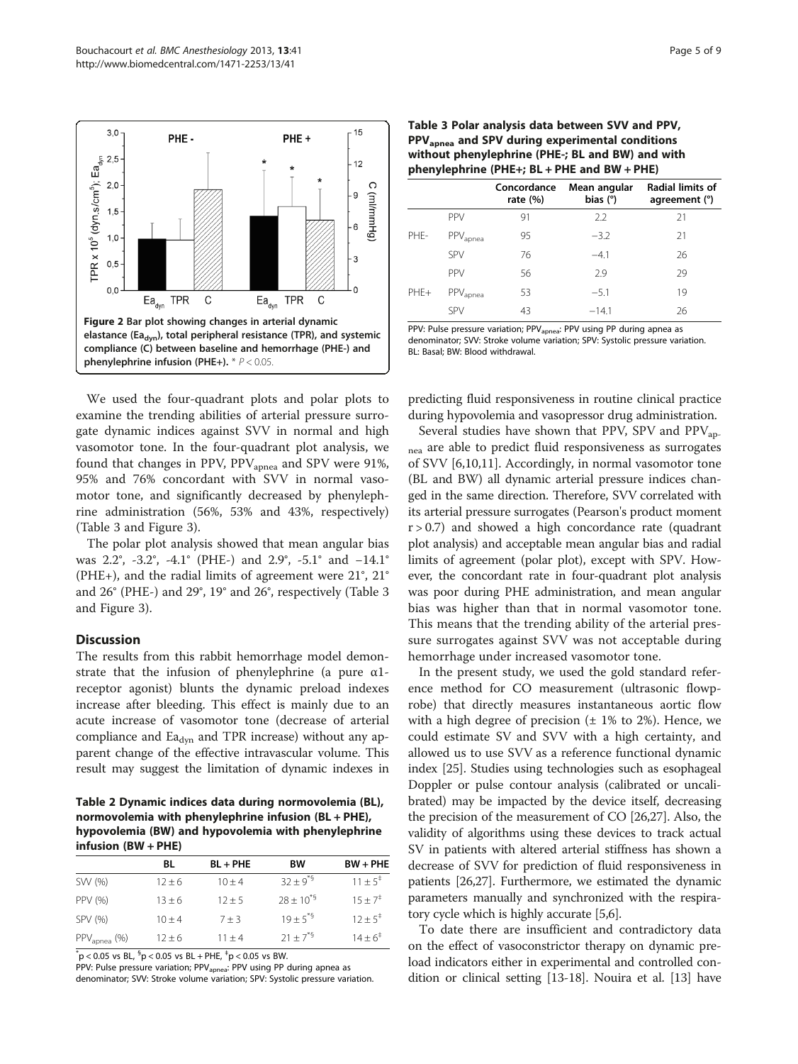**Figure 2 Bar plot showing changes in arterial dynamic elastance ($Ea_{dyn}$), total peripheral resistance (TPR), and systemic compliance (C) between baseline and hemorrhage (PHE-) and phenylephrine infusion (PHE+).** * $P < 0.05$.

We used the four-quadrant plots and polar plots to examine the trending abilities of arterial pressure surrogate dynamic indices against SVV in normal and high vasomotor tone. In the four-quadrant plot analysis, we found that changes in PPV, $PPV_{apnea}$ and SPV were 91%, 95% and 76% concordant with SVV in normal vasomotor tone, and significantly decreased by phenylephrine administration (56%, 53% and 43%, respectively) (Table 3 and Figure 3).

The polar plot analysis showed that mean angular bias was 2.2°, -3.2°, -4.1° (PHE-) and 2.9°, -5.1° and −14.1° (PHE+), and the radial limits of agreement were 21°, 21° and 26° (PHE-) and 29°, 19° and 26°, respectively (Table 3 and Figure 3).

## Discussion

The results from this rabbit hemorrhage model demonstrate that the infusion of phenylephrine (a pure α1-receptor agonist) blunts the dynamic preload indexes increase after bleeding. This effect is mainly due to an acute increase of vasomotor tone (decrease of arterial compliance and $Ea_{dyn}$ and TPR increase) without any apparent change of the effective intravascular volume. This result may suggest the limitation of dynamic indexes in predicting fluid responsiveness in routine clinical practice during hypovolemia and vasopressor drug administration.

**Table 2 Dynamic indices data during normovolemia (BL), normovolemia with phenylephrine infusion (BL + PHE), hypovolemia (BW) and hypovolemia with phenylephrine infusion (BW + PHE)**

| | BL | BL + PHE | BW | BW + PHE |
|---|---|---|---|---|
| SVV (%) | 12 ± 6 | 10 ± 4 | $32 \pm 9^{*\S}$ | $11 \pm 5^{\ddagger}$ |
| PPV (%) | 13 ± 6 | 12 ± 5 | $28 \pm 10^{*\S}$ | $15 \pm 7^{\ddagger}$ |
| SPV (%) | 10 ± 4 | 7 ± 3 | $19 \pm 5^{*\S}$ | $12 \pm 5^{\ddagger}$ |
| $PPV_{apnea}$ (%) | 12 ± 6 | 11 ± 4 | $21 \pm 7^{*\S}$ | $14 \pm 6^{\ddagger}$ |

$^{*}p < 0.05$ vs BL, $^{\S}p < 0.05$ vs BL + PHE, $^{\ddagger}p < 0.05$ vs BW.
PPV: Pulse pressure variation; $PPV_{apnea}$: PPV using PP during apnea as denominator; SVV: Stroke volume variation; SPV: Systolic pressure variation.

**Table 3 Polar analysis data between SVV and PPV, $PPV_{apnea}$ and SPV during experimental conditions without phenylephrine (PHE-; BL and BW) and with phenylephrine (PHE+; BL + PHE and BW + PHE)**

| | | Concordance rate (%) | Mean angular bias (°) | Radial limits of agreement (°) |
|---|---|---|---|---|
| PHE- | PPV | 91 | 2.2 | 21 |
| | $PPV_{apnea}$ | 95 | −3.2 | 21 |
| | SPV | 76 | −4.1 | 26 |
| PHE+ | PPV | 56 | 2.9 | 29 |
| | $PPV_{apnea}$ | 53 | −5.1 | 19 |
| | SPV | 43 | −14.1 | 26 |

PPV: Pulse pressure variation; $PPV_{apnea}$: PPV using PP during apnea as denominator; SVV: Stroke volume variation; SPV: Systolic pressure variation. BL: Basal; BW: Blood withdrawal.

Several studies have shown that PPV, SPV and $PPV_{apnea}$ are able to predict fluid responsiveness as surrogates of SVV [6,10,11]. Accordingly, in normal vasomotor tone (BL and BW) all dynamic arterial pressure indices changed in the same direction. Therefore, SVV correlated with its arterial pressure surrogates (Pearson's product moment $r > 0.7$) and showed a high concordance rate (quadrant plot analysis) and acceptable mean angular bias and radial limits of agreement (polar plot), except with SPV. However, the concordant rate in four-quadrant plot analysis was poor during PHE administration, and mean angular bias was higher than that in normal vasomotor tone. This means that the trending ability of the arterial pressure surrogates against SVV was not acceptable during hemorrhage under increased vasomotor tone.

In the present study, we used the gold standard reference method for CO measurement (ultrasonic flowprobe) that directly measures instantaneous aortic flow with a high degree of precision (± 1% to 2%). Hence, we could estimate SV and SVV with a high certainty, and allowed us to use SVV as a reference functional dynamic index [25]. Studies using technologies such as esophageal Doppler or pulse contour analysis (calibrated or uncalibrated) may be impacted by the device itself, decreasing the precision of the measurement of CO [26,27]. Also, the validity of algorithms using these devices to track actual SV in patients with altered arterial stiffness has shown a decrease of SVV for prediction of fluid responsiveness in patients [26,27]. Furthermore, we estimated the dynamic parameters manually and synchronized with the respiratory cycle which is highly accurate [5,6].

To date there are insufficient and contradictory data on the effect of vasoconstrictor therapy on dynamic preload indicators either in experimental and controlled condition or clinical setting [13-18]. Nouira et al. [13] have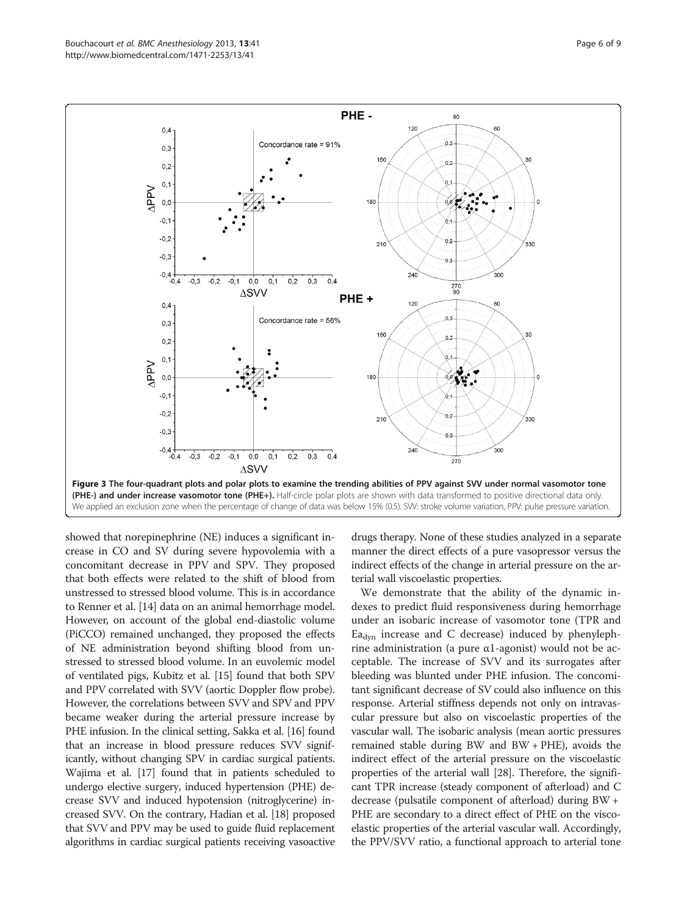**Figure 3 The four-quadrant plots and polar plots to examine the trending abilities of PPV against SVV under normal vasomotor tone (PHE-) and under increase vasomotor tone (PHE+).** Half-circle polar plots are shown with data transformed to positive directional data only. We applied an exclusion zone when the percentage of change of data was below 15% (0.5). SVV: stroke volume variation, PPV: pulse pressure variation.

showed that norepinephrine (NE) induces a significant increase in CO and SV during severe hypovolemia with a concomitant decrease in PPV and SPV. They proposed that both effects were related to the shift of blood from unstressed to stressed blood volume. This is in accordance to Renner et al. [14] data on an animal hemorrhage model. However, on account of the global end-diastolic volume (PiCCO) remained unchanged, they proposed the effects of NE administration beyond shifting blood from unstressed to stressed blood volume. In an euvolemic model of ventilated pigs, Kubitz et al. [15] found that both SPV and PPV correlated with SVV (aortic Doppler flow probe). However, the correlations between SVV and SPV and PPV became weaker during the arterial pressure increase by PHE infusion. In the clinical setting, Sakka et al. [16] found that an increase in blood pressure reduces SVV significantly, without changing SPV in cardiac surgical patients. Wajima et al. [17] found that in patients scheduled to undergo elective surgery, induced hypertension (PHE) decrease SVV and induced hypotension (nitroglycerine) increased SVV. On the contrary, Hadian et al. [18] proposed that SVV and PPV may be used to guide fluid replacement algorithms in cardiac surgical patients receiving vasoactive drugs therapy. None of these studies analyzed in a separate manner the direct effects of a pure vasopressor versus the indirect effects of the change in arterial pressure on the arterial wall viscoelastic properties.

We demonstrate that the ability of the dynamic indexes to predict fluid responsiveness during hemorrhage under an isobaric increase of vasomotor tone (TPR and $Ea_{dyn}$ increase and C decrease) induced by phenylephrine administration (a pure $\alpha$1-agonist) would not be acceptable. The increase of SVV and its surrogates after bleeding was blunted under PHE infusion. The concomitant significant decrease of SV could also influence on this response. Arterial stiffness depends not only on intravascular pressure but also on viscoelastic properties of the vascular wall. The isobaric analysis (mean aortic pressures remained stable during BW and BW + PHE), avoids the indirect effect of the arterial pressure on the viscoelastic properties of the arterial wall [28]. Therefore, the significant TPR increase (steady component of afterload) and C decrease (pulsatile component of afterload) during BW + PHE are secondary to a direct effect of PHE on the viscoelastic properties of the arterial vascular wall. Accordingly, the PPV/SVV ratio, a functional approach to arterial tone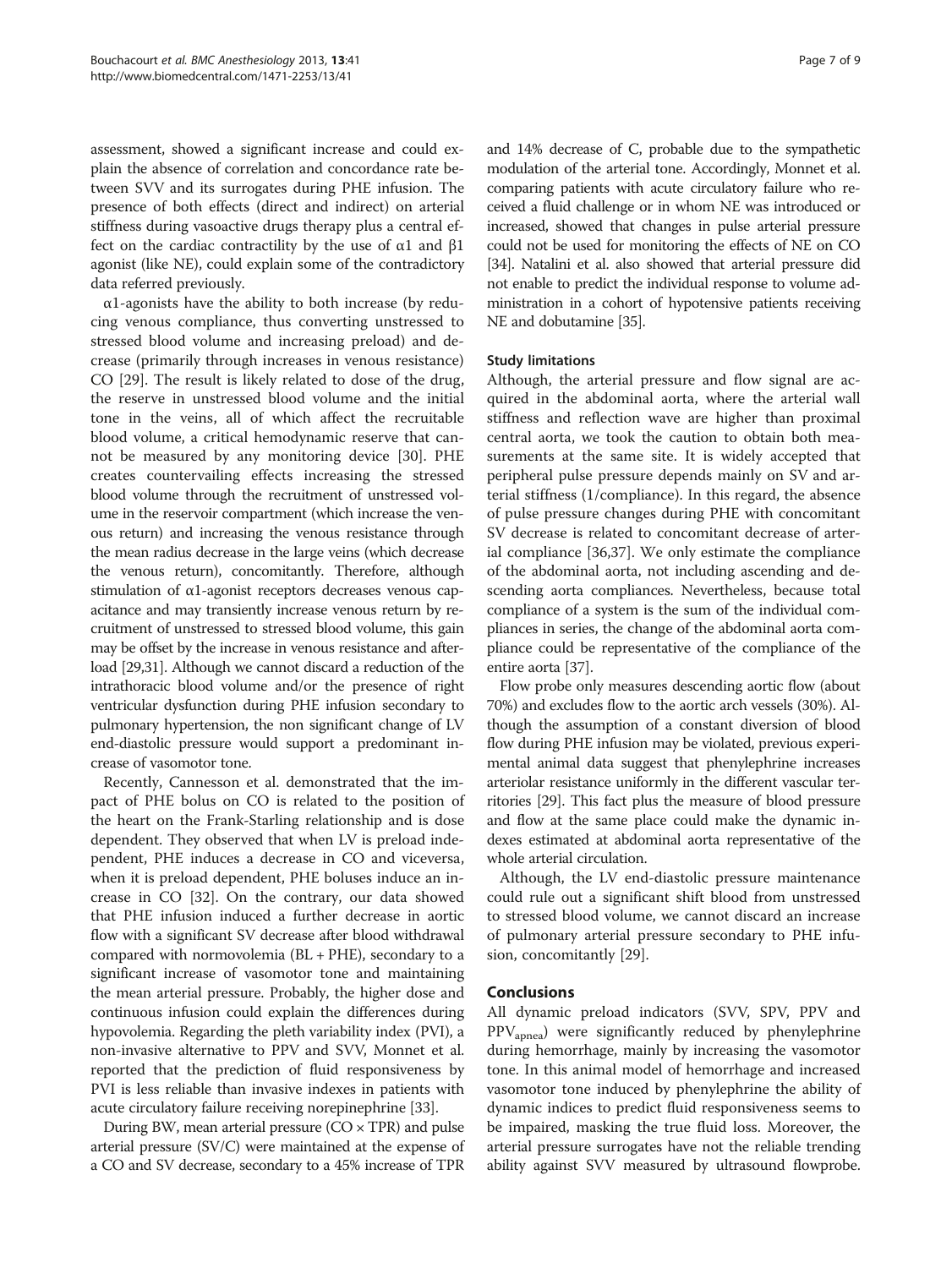assessment, showed a significant increase and could explain the absence of correlation and concordance rate between SVV and its surrogates during PHE infusion. The presence of both effects (direct and indirect) on arterial stiffness during vasoactive drugs therapy plus a central effect on the cardiac contractility by the use of $\alpha 1$ and $\beta 1$ agonist (like NE), could explain some of the contradictory data referred previously.

$\alpha 1$-agonists have the ability to both increase (by reducing venous compliance, thus converting unstressed to stressed blood volume and increasing preload) and decrease (primarily through increases in venous resistance) CO [29]. The result is likely related to dose of the drug, the reserve in unstressed blood volume and the initial tone in the veins, all of which affect the recruitable blood volume, a critical hemodynamic reserve that cannot be measured by any monitoring device [30]. PHE creates countervailing effects increasing the stressed blood volume through the recruitment of unstressed volume in the reservoir compartment (which increase the venous return) and increasing the venous resistance through the mean radius decrease in the large veins (which decrease the venous return), concomitantly. Therefore, although stimulation of $\alpha 1$-agonist receptors decreases venous capacitance and may transiently increase venous return by recruitment of unstressed to stressed blood volume, this gain may be offset by the increase in venous resistance and afterload [29,31]. Although we cannot discard a reduction of the intrathoracic blood volume and/or the presence of right ventricular dysfunction during PHE infusion secondary to pulmonary hypertension, the non significant change of LV end-diastolic pressure would support a predominant increase of vasomotor tone.

Recently, Cannesson et al. demonstrated that the impact of PHE bolus on CO is related to the position of the heart on the Frank-Starling relationship and is dose dependent. They observed that when LV is preload independent, PHE induces a decrease in CO and viceversa, when it is preload dependent, PHE boluses induce an increase in CO [32]. On the contrary, our data showed that PHE infusion induced a further decrease in aortic flow with a significant SV decrease after blood withdrawal compared with normovolemia (BL + PHE), secondary to a significant increase of vasomotor tone and maintaining the mean arterial pressure. Probably, the higher dose and continuous infusion could explain the differences during hypovolemia. Regarding the pleth variability index (PVI), a non-invasive alternative to PPV and SVV, Monnet et al. reported that the prediction of fluid responsiveness by PVI is less reliable than invasive indexes in patients with acute circulatory failure receiving norepinephrine [33].

During BW, mean arterial pressure (CO × TPR) and pulse arterial pressure (SV/C) were maintained at the expense of a CO and SV decrease, secondary to a 45% increase of TPR and 14% decrease of C, probable due to the sympathetic modulation of the arterial tone. Accordingly, Monnet et al. comparing patients with acute circulatory failure who received a fluid challenge or in whom NE was introduced or increased, showed that changes in pulse arterial pressure could not be used for monitoring the effects of NE on CO [34]. Natalini et al. also showed that arterial pressure did not enable to predict the individual response to volume administration in a cohort of hypotensive patients receiving NE and dobutamine [35].

### Study limitations

Although, the arterial pressure and flow signal are acquired in the abdominal aorta, where the arterial wall stiffness and reflection wave are higher than proximal central aorta, we took the caution to obtain both measurements at the same site. It is widely accepted that peripheral pulse pressure depends mainly on SV and arterial stiffness (1/compliance). In this regard, the absence of pulse pressure changes during PHE with concomitant SV decrease is related to concomitant decrease of arterial compliance [36,37]. We only estimate the compliance of the abdominal aorta, not including ascending and descending aorta compliances. Nevertheless, because total compliance of a system is the sum of the individual compliances in series, the change of the abdominal aorta compliance could be representative of the compliance of the entire aorta [37].

Flow probe only measures descending aortic flow (about 70%) and excludes flow to the aortic arch vessels (30%). Although the assumption of a constant diversion of blood flow during PHE infusion may be violated, previous experimental animal data suggest that phenylephrine increases arteriolar resistance uniformly in the different vascular territories [29]. This fact plus the measure of blood pressure and flow at the same place could make the dynamic indexes estimated at abdominal aorta representative of the whole arterial circulation.

Although, the LV end-diastolic pressure maintenance could rule out a significant shift blood from unstressed to stressed blood volume, we cannot discard an increase of pulmonary arterial pressure secondary to PHE infusion, concomitantly [29].

## Conclusions

All dynamic preload indicators (SVV, SPV, PPV and $PPV_{apnea}$) were significantly reduced by phenylephrine during hemorrhage, mainly by increasing the vasomotor tone. In this animal model of hemorrhage and increased vasomotor tone induced by phenylephrine the ability of dynamic indices to predict fluid responsiveness seems to be impaired, masking the true fluid loss. Moreover, the arterial pressure surrogates have not the reliable trending ability against SVV measured by ultrasound flowprobe.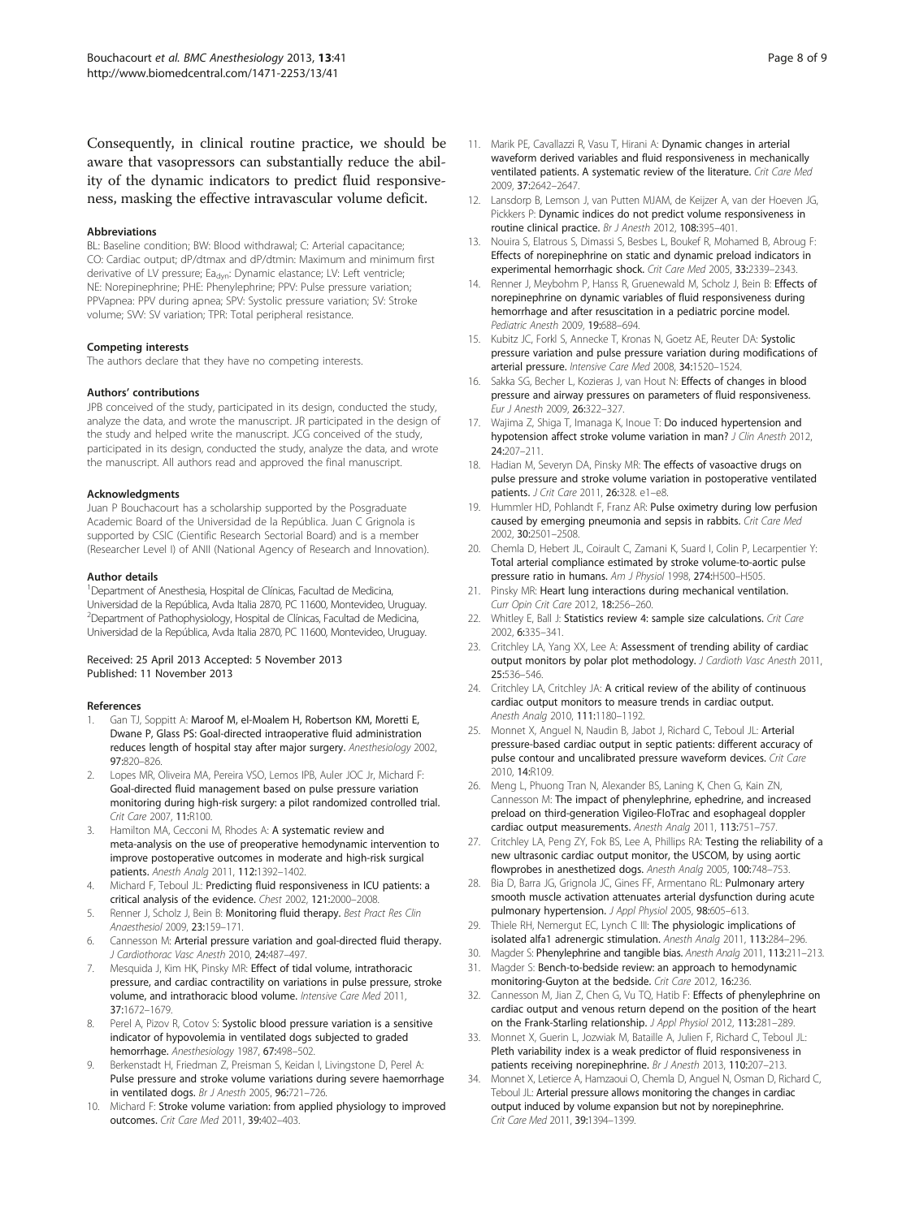Consequently, in clinical routine practice, we should be aware that vasopressors can substantially reduce the ability of the dynamic indicators to predict fluid responsiveness, masking the effective intravascular volume deficit.

#### Abbreviations

BL: Baseline condition; BW: Blood withdrawal; C: Arterial capacitance; CO: Cardiac output; dP/dtmax and dP/dtmin: Maximum and minimum first derivative of LV pressure; $Ea_{dyn}$: Dynamic elastance; LV: Left ventricle; NE: Norepinephrine; PHE: Phenylephrine; PPV: Pulse pressure variation; PPVapnea: PPV during apnea; SPV: Systolic pressure variation; SV: Stroke volume; SVV: SV variation; TPR: Total peripheral resistance.

#### Competing interests

The authors declare that they have no competing interests.

#### Authors' contributions

JPB conceived of the study, participated in its design, conducted the study, analyze the data, and wrote the manuscript. JR participated in the design of the study and helped write the manuscript. JCG conceived of the study, participated in its design, conducted the study, analyze the data, and wrote the manuscript. All authors read and approved the final manuscript.

#### Acknowledgments

Juan P Bouchacourt has a scholarship supported by the Posgraduate Academic Board of the Universidad de la República. Juan C Grignola is supported by CSIC (Cientific Research Sectorial Board) and is a member (Researcher Level I) of ANII (National Agency of Research and Innovation).

#### Author details

[1]Department of Anesthesia, Hospital de Clínicas, Facultad de Medicina, Universidad de la República, Avda Italia 2870, PC 11600, Montevideo, Uruguay. [2]Department of Pathophysiology, Hospital de Clínicas, Facultad de Medicina, Universidad de la República, Avda Italia 2870, PC 11600, Montevideo, Uruguay.

Received: 25 April 2013 Accepted: 5 November 2013
Published: 11 November 2013

#### References

1. Gan TJ, Soppitt A: Maroof M, el-Moalem H, Robertson KM, Moretti E, Dwane P, Glass PS: Goal-directed intraoperative fluid administration reduces length of hospital stay after major surgery. *Anesthesiology* 2002, **97:**820–826.
2. Lopes MR, Oliveira MA, Pereira VSO, Lemos IPB, Auler JOC Jr, Michard F: Goal-directed fluid management based on pulse pressure variation monitoring during high-risk surgery: a pilot randomized controlled trial. *Crit Care* 2007, **11:**R100.
3. Hamilton MA, Cecconi M, Rhodes A: A systematic review and meta-analysis on the use of preoperative hemodynamic intervention to improve postoperative outcomes in moderate and high-risk surgical patients. *Anesth Analg* 2011, **112:**1392–1402.
4. Michard F, Teboul JL: Predicting fluid responsiveness in ICU patients: a critical analysis of the evidence. *Chest* 2002, **121:**2000–2008.
5. Renner J, Scholz J, Bein B: Monitoring fluid therapy. *Best Pract Res Clin Anaesthesiol* 2009, **23:**159–171.
6. Cannesson M: Arterial pressure variation and goal-directed fluid therapy. *J Cardiothorac Vasc Anesth* 2010, **24:**487–497.
7. Mesquida J, Kim HK, Pinsky MR: Effect of tidal volume, intrathoracic pressure, and cardiac contractility on variations in pulse pressure, stroke volume, and intrathoracic blood volume. *Intensive Care Med* 2011, **37:**1672–1679.
8. Perel A, Pizov R, Cotov S: Systolic blood pressure variation is a sensitive indicator of hypovolemia in ventilated dogs subjected to graded hemorrhage. *Anesthesiology* 1987, **67:**498–502.
9. Berkenstadt H, Friedman Z, Preisman S, Keidan I, Livingstone D, Perel A: Pulse pressure and stroke volume variations during severe haemorrhage in ventilated dogs. *Br J Anesth* 2005, **96:**721–726.
10. Michard F: Stroke volume variation: from applied physiology to improved outcomes. *Crit Care Med* 2011, **39:**402–403.
11. Marik PE, Cavallazzi R, Vasu T, Hirani A: Dynamic changes in arterial waveform derived variables and fluid responsiveness in mechanically ventilated patients. A systematic review of the literature. *Crit Care Med* 2009, **37:**2642–2647.
12. Lansdorp B, Lemson J, van Putten MJAM, de Keijzer A, van der Hoeven JG, Pickkers P: Dynamic indices do not predict volume responsiveness in routine clinical practice. *Br J Anesth* 2012, **108:**395–401.
13. Nouira S, Elatrous S, Dimassi S, Besbes L, Boukef R, Mohamed B, Abroug F: Effects of norepinephrine on static and dynamic preload indicators in experimental hemorrhagic shock. *Crit Care Med* 2005, **33:**2339–2343.
14. Renner J, Meybohm P, Hanss R, Gruenewald M, Scholz J, Bein B: Effects of norepinephrine on dynamic variables of fluid responsiveness during hemorrhage and after resuscitation in a pediatric porcine model. *Pediatric Anesth* 2009, **19:**688–694.
15. Kubitz JC, Forkl S, Annecke T, Kronas N, Goetz AE, Reuter DA: Systolic pressure variation and pulse pressure variation during modifications of arterial pressure. *Intensive Care Med* 2008, **34:**1520–1524.
16. Sakka SG, Becher L, Kozieras J, van Hout N: Effects of changes in blood pressure and airway pressures on parameters of fluid responsiveness. *Eur J Anesth* 2009, **26:**322–327.
17. Wajima Z, Shiga T, Imanaga K, Inoue T: Do induced hypertension and hypotension affect stroke volume variation in man? *J Clin Anesth* 2012, **24:**207–211.
18. Hadian M, Severyn DA, Pinsky MR: The effects of vasoactive drugs on pulse pressure and stroke volume variation in postoperative ventilated patients. *J Crit Care* 2011, **26:**328. e1–e8.
19. Hummler HD, Pohlandt F, Franz AR: Pulse oximetry during low perfusion caused by emerging pneumonia and sepsis in rabbits. *Crit Care Med* 2002, **30:**2501–2508.
20. Chemla D, Hebert JL, Coirault C, Zamani K, Suard I, Colin P, Lecarpentier Y: Total arterial compliance estimated by stroke volume-to-aortic pulse pressure ratio in humans. *Am J Physiol* 1998, **274:**H500–H505.
21. Pinsky MR: Heart lung interactions during mechanical ventilation. *Curr Opin Crit Care* 2012, **18:**256–260.
22. Whitley E, Ball J: Statistics review 4: sample size calculations. *Crit Care* 2002, **6:**335–341.
23. Critchley LA, Yang XX, Lee A: Assessment of trending ability of cardiac output monitors by polar plot methodology. *J Cardioth Vasc Anesth* 2011, **25:**536–546.
24. Critchley LA, Critchley JA: A critical review of the ability of continuous cardiac output monitors to measure trends in cardiac output. *Anesth Analg* 2010, **111:**1180–1192.
25. Monnet X, Anguel N, Naudin B, Jabot J, Richard C, Teboul JL: Arterial pressure-based cardiac output in septic patients: different accuracy of pulse contour and uncalibrated pressure waveform devices. *Crit Care* 2010, **14:**R109.
26. Meng L, Phuong Tran N, Alexander BS, Laning K, Chen G, Kain ZN, Cannesson M: The impact of phenylephrine, ephedrine, and increased preload on third-generation Vigileo-FloTrac and esophageal doppler cardiac output measurements. *Anesth Analg* 2011, **113:**751–757.
27. Critchley LA, Peng ZY, Fok BS, Lee A, Phillips RA: Testing the reliability of a new ultrasonic cardiac output monitor, the USCOM, by using aortic flowprobes in anesthetized dogs. *Anesth Analg* 2005, **100:**748–753.
28. Bia D, Barra JG, Grignola JC, Gines FF, Armentano RL: Pulmonary artery smooth muscle activation attenuates arterial dysfunction during acute pulmonary hypertension. *J Appl Physiol* 2005, **98:**605–613.
29. Thiele RH, Nemergut EC, Lynch C III: The physiologic implications of isolated alfa1 adrenergic stimulation. *Anesth Analg* 2011, **113:**284–296.
30. Magder S: Phenylephrine and tangible bias. *Anesth Analg* 2011, **113:**211–213.
31. Magder S: Bench-to-bedside review: an approach to hemodynamic monitoring-Guyton at the bedside. *Crit Care* 2012, **16:**236.
32. Cannesson M, Jian Z, Chen G, Vu TQ, Hatib F: Effects of phenylephrine on cardiac output and venous return depend on the position of the heart on the Frank-Starling relationship. *J Appl Physiol* 2012, **113:**281–289.
33. Monnet X, Guerin L, Jozwiak M, Bataille A, Julien F, Richard C, Teboul JL: Pleth variability index is a weak predictor of fluid responsiveness in patients receiving norepinephrine. *Br J Anesth* 2013, **110:**207–213.
34. Monnet X, Letierce A, Hamzaoui O, Chemla D, Anguel N, Osman D, Richard C, Teboul JL: Arterial pressure allows monitoring the changes in cardiac output induced by volume expansion but not by norepinephrine. *Crit Care Med* 2011, **39:**1394–1399.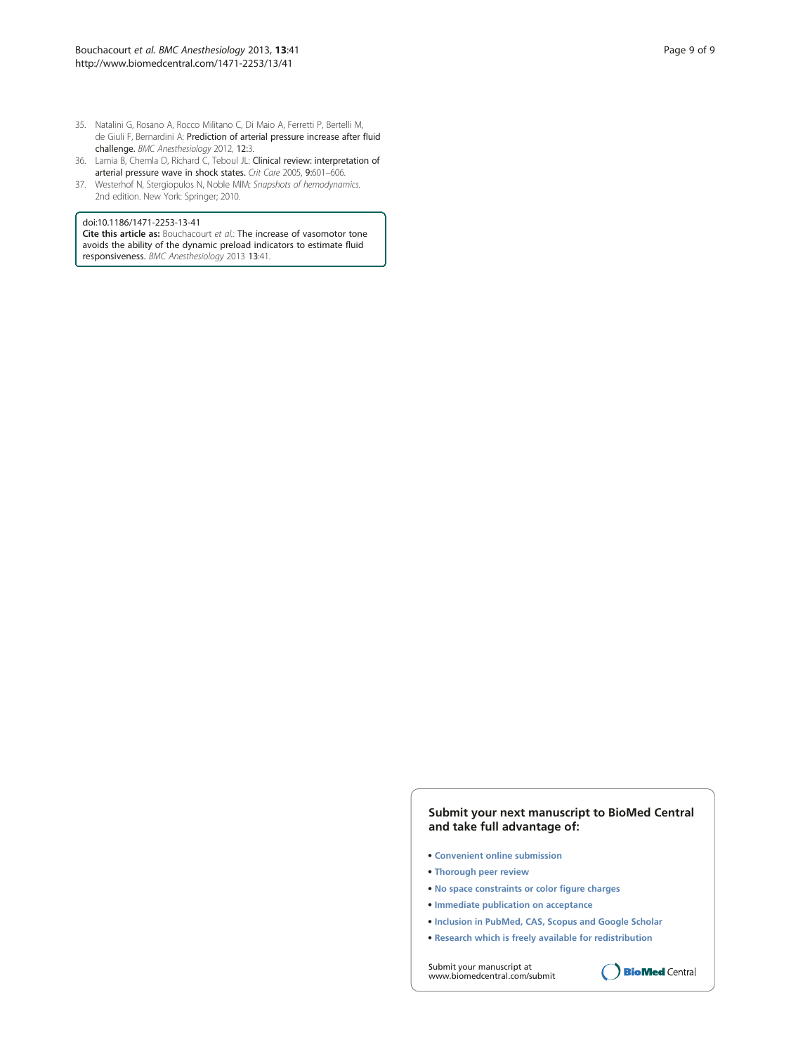35. Natalini G, Rosano A, Rocco Militano C, Di Maio A, Ferretti P, Bertelli M, de Giuli F, Bernardini A: **Prediction of arterial pressure increase after fluid challenge.** *BMC Anesthesiology* 2012, **12:**3.
36. Lamia B, Chemla D, Richard C, Teboul JL: **Clinical review: interpretation of arterial pressure wave in shock states.** *Crit Care* 2005, **9:**601–606.
37. Westerhof N, Stergiopulos N, Noble MIM: *Snapshots of hemodynamics.* 2nd edition. New York: Springer; 2010.

doi:10.1186/1471-2253-13-41
**Cite this article as:** Bouchacourt *et al.*: The increase of vasomotor tone avoids the ability of the dynamic preload indicators to estimate fluid responsiveness. *BMC Anesthesiology* 2013 **13**:41.

**Submit your next manuscript to BioMed Central and take full advantage of:**

- **Convenient online submission**
- **Thorough peer review**
- **No space constraints or color figure charges**
- **Immediate publication on acceptance**
- **Inclusion in PubMed, CAS, Scopus and Google Scholar**
- **Research which is freely available for redistribution**

Submit your manuscript at
www.biomedcentral.com/submit

BioMed Central